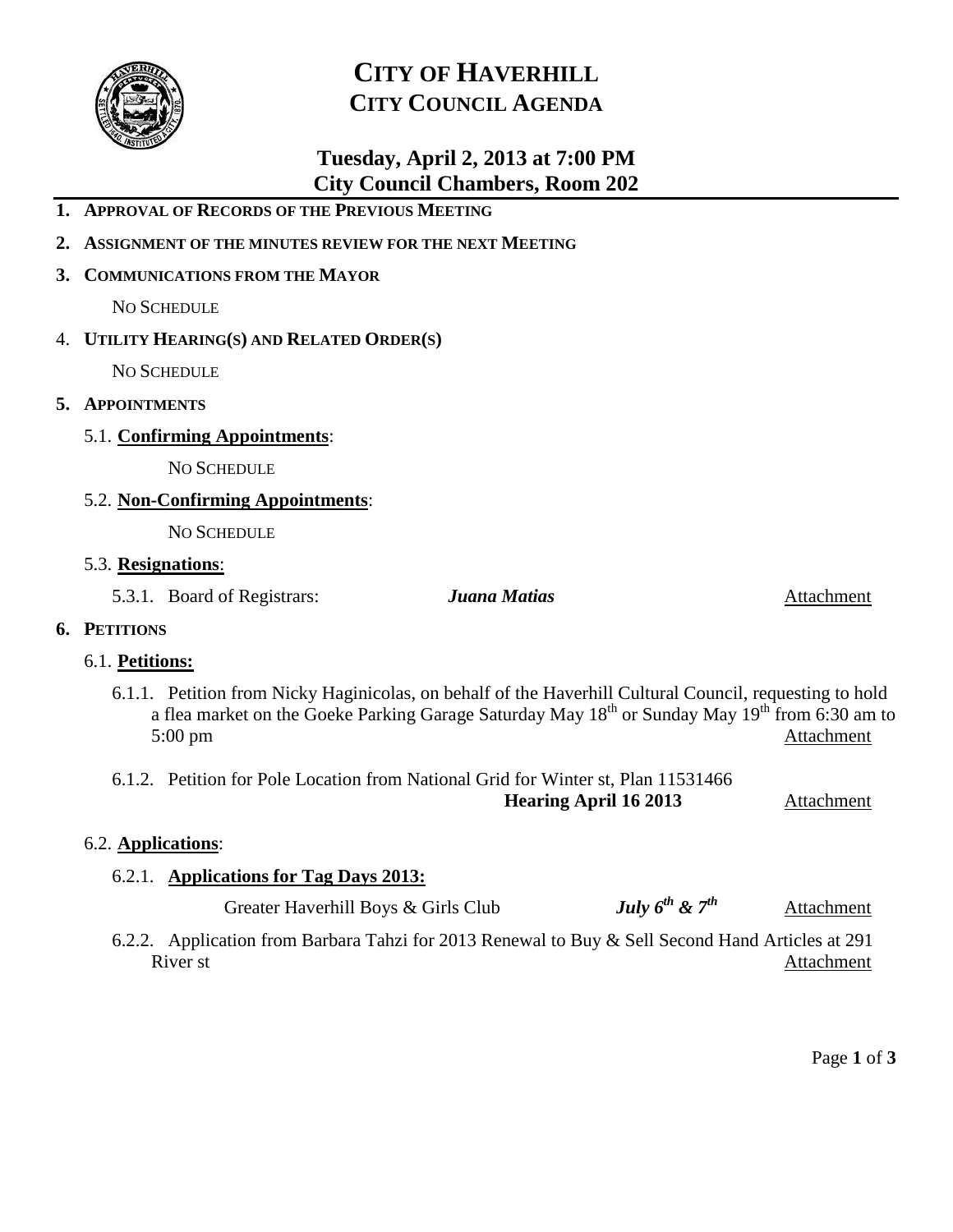# CITY OF HAVERHILL
## CITY COUNCIL AGENDA

### Tuesday, April 2, 2013 at 7:00 PM
### City Council Chambers, Room 202

1. **APPROVAL OF RECORDS OF THE PREVIOUS MEETING**
2. **ASSIGNMENT OF THE MINUTES REVIEW FOR THE NEXT MEETING**
3. **COMMUNICATIONS FROM THE MAYOR**

   NO SCHEDULE

4. **UTILITY HEARING(S) AND RELATED ORDER(S)**

   NO SCHEDULE

5. **APPOINTMENTS**

   5.1. **Confirming Appointments**:

   NO SCHEDULE

   5.2. **Non-Confirming Appointments**:

   NO SCHEDULE

   5.3. **Resignations**:

   5.3.1. Board of Registrars: ***Juana Matias*** Attachment

6. **PETITIONS**

   6.1. **Petitions:**

   6.1.1. Petition from Nicky Haginicolas, on behalf of the Haverhill Cultural Council, requesting to hold a flea market on the Goeke Parking Garage Saturday May 18th or Sunday May 19th from 6:30 am to 5:00 pm Attachment

   6.1.2. Petition for Pole Location from National Grid for Winter st, Plan 11531466 **Hearing April 16 2013** Attachment

   6.2. **Applications**:

   6.2.1. **Applications for Tag Days 2013:**

   Greater Haverhill Boys & Girls Club ***July 6th & 7th*** Attachment

   6.2.2. Application from Barbara Tahzi for 2013 Renewal to Buy & Sell Second Hand Articles at 291 River st Attachment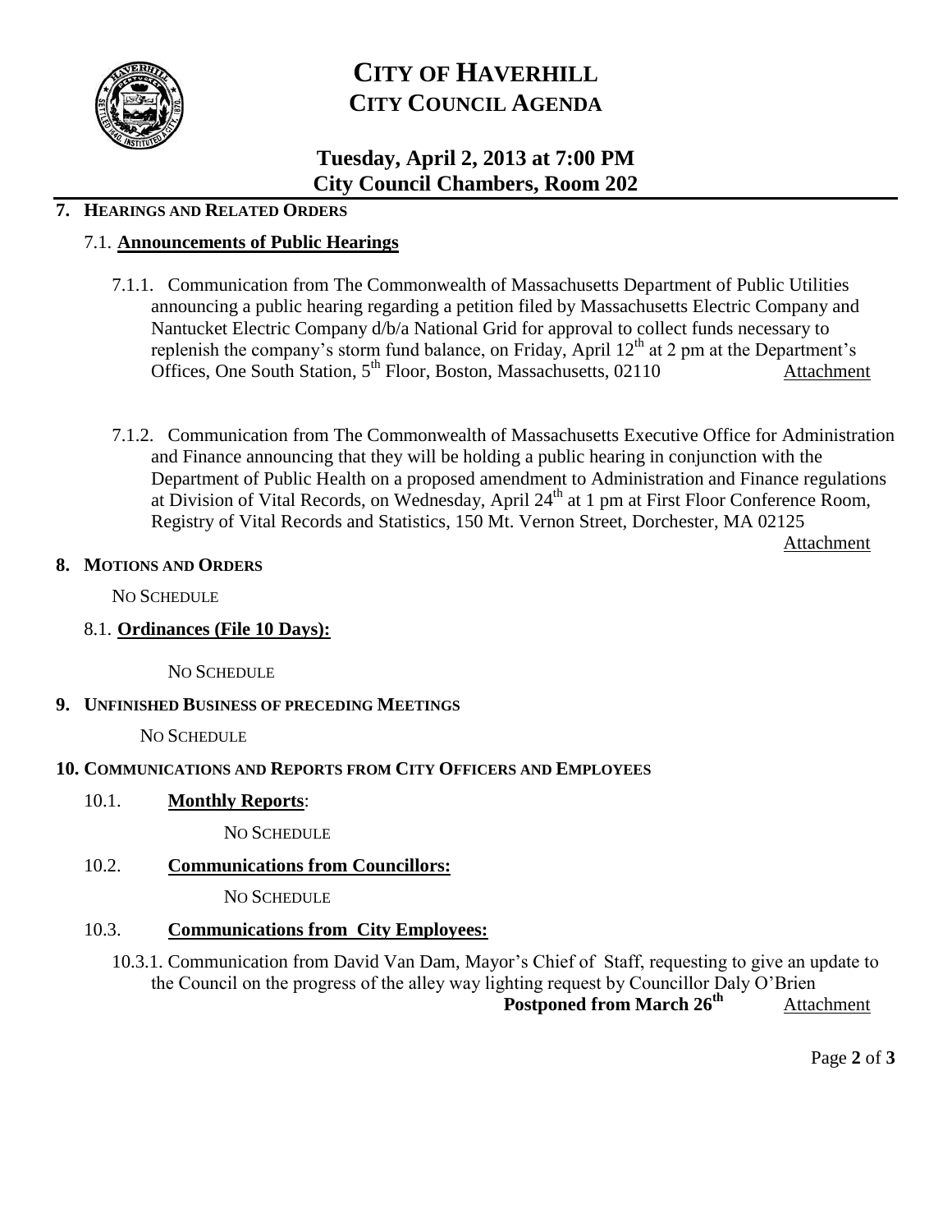# CITY OF HAVERHILL
## CITY COUNCIL AGENDA

### Tuesday, April 2, 2013 at 7:00 PM
### City Council Chambers, Room 202

**7. HEARINGS AND RELATED ORDERS**

7.1. **Announcements of Public Hearings**

7.1.1. Communication from The Commonwealth of Massachusetts Department of Public Utilities announcing a public hearing regarding a petition filed by Massachusetts Electric Company and Nantucket Electric Company d/b/a National Grid for approval to collect funds necessary to replenish the company's storm fund balance, on Friday, April 12th at 2 pm at the Department's Offices, One South Station, 5th Floor, Boston, Massachusetts, 02110 Attachment

7.1.2. Communication from The Commonwealth of Massachusetts Executive Office for Administration and Finance announcing that they will be holding a public hearing in conjunction with the Department of Public Health on a proposed amendment to Administration and Finance regulations at Division of Vital Records, on Wednesday, April 24th at 1 pm at First Floor Conference Room, Registry of Vital Records and Statistics, 150 Mt. Vernon Street, Dorchester, MA 02125 Attachment

**8. MOTIONS AND ORDERS**

NO SCHEDULE

8.1. **Ordinances (File 10 Days):**

NO SCHEDULE

**9. UNFINISHED BUSINESS OF PRECEDING MEETINGS**

NO SCHEDULE

**10. COMMUNICATIONS AND REPORTS FROM CITY OFFICERS AND EMPLOYEES**

10.1. **Monthly Reports**:

NO SCHEDULE

10.2. **Communications from Councillors:**

NO SCHEDULE

10.3. **Communications from City Employees:**

10.3.1. Communication from David Van Dam, Mayor's Chief of Staff, requesting to give an update to the Council on the progress of the alley way lighting request by Councillor Daly O'Brien
**Postponed from March 26th** Attachment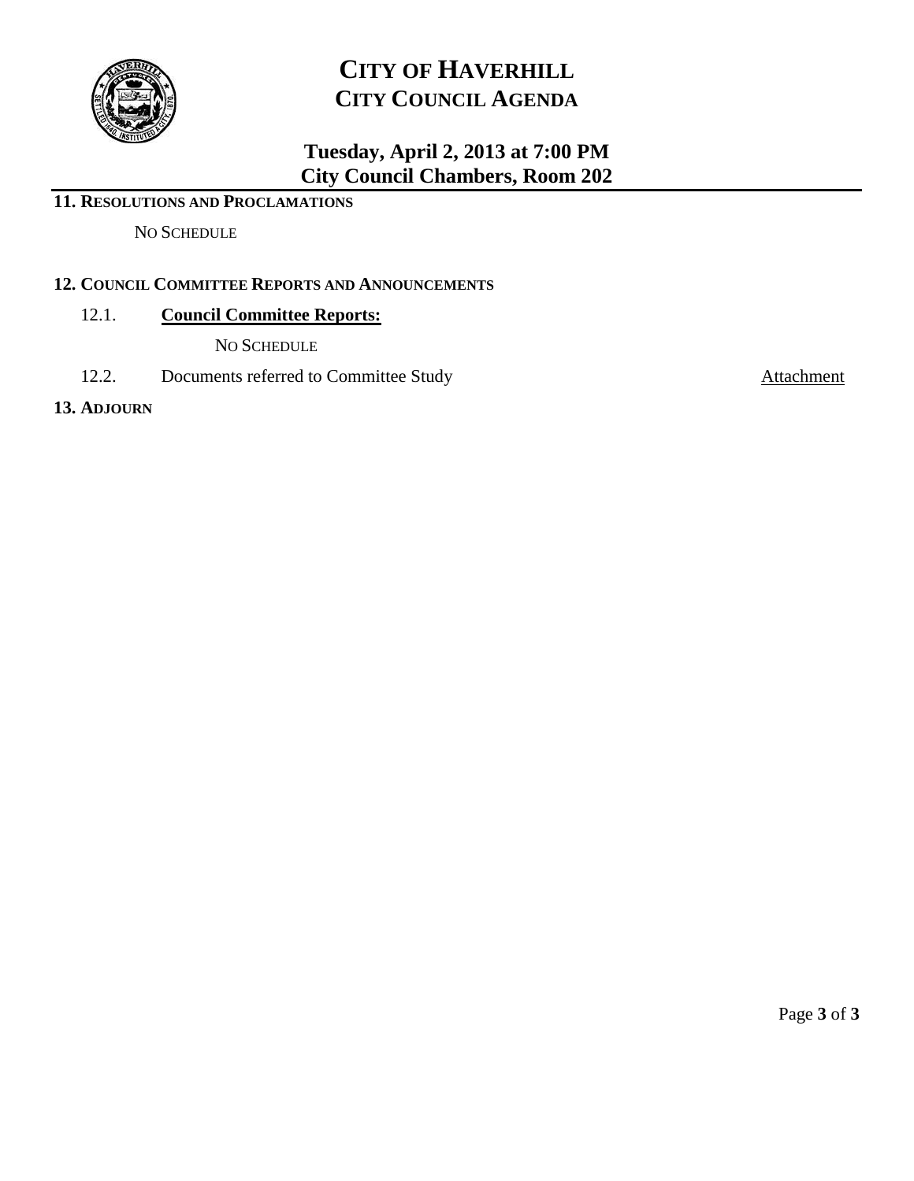# CITY OF HAVERHILL
## CITY COUNCIL AGENDA

**Tuesday, April 2, 2013 at 7:00 PM**
**City Council Chambers, Room 202**

**11. RESOLUTIONS AND PROCLAMATIONS**

NO SCHEDULE

**12. COUNCIL COMMITTEE REPORTS AND ANNOUNCEMENTS**

12.1. **Council Committee Reports:**

NO SCHEDULE

12.2. Documents referred to Committee Study — Attachment

**13. ADJOURN**